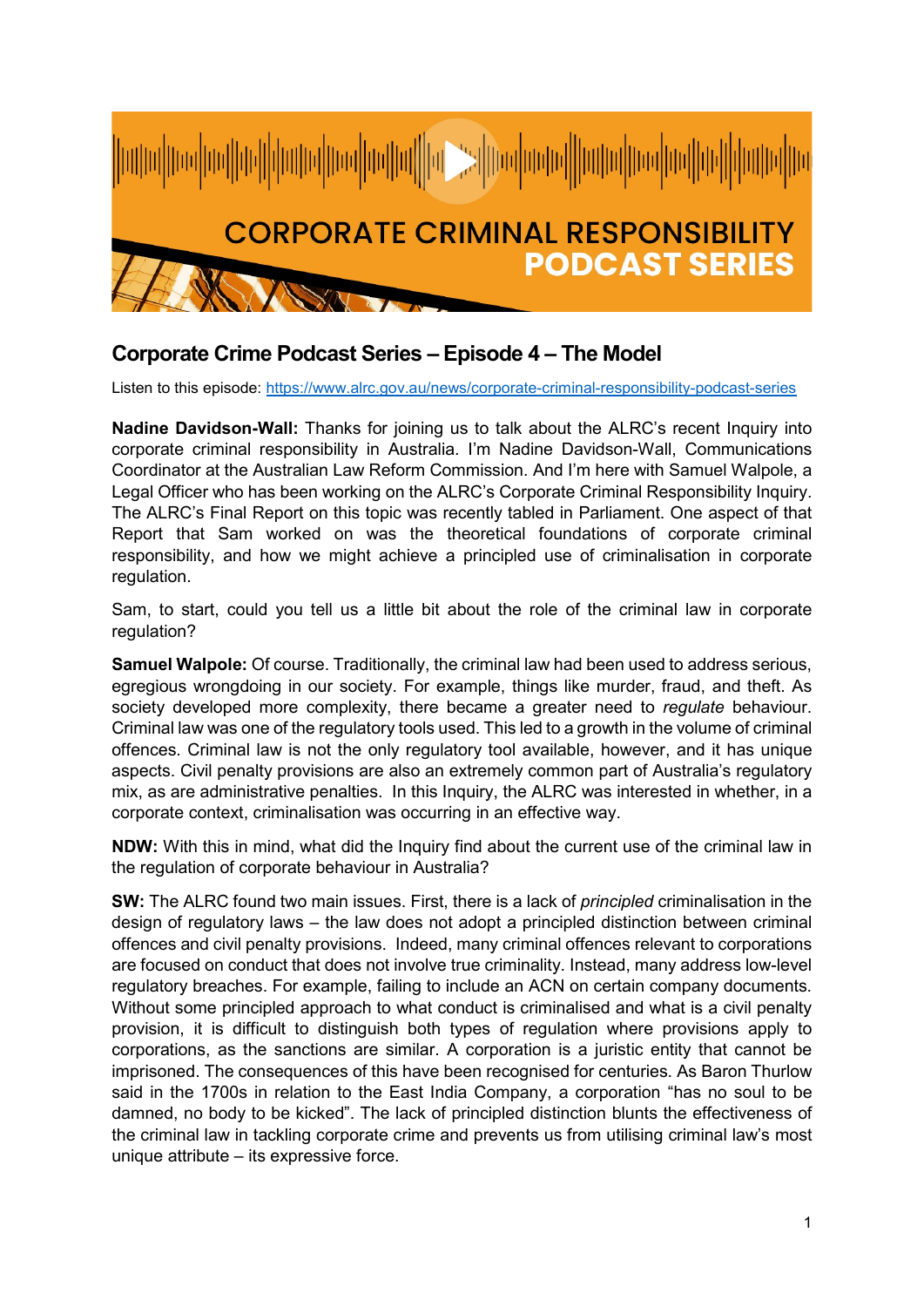# CORPORATE CRIMINAL RESPONSIBILITY PODCAST SERIES

## Corporate Crime Podcast Series – Episode 4 – The Model

Listen to this episode: https://www.alrc.gov.au/news/corporate-criminal-responsibility-podcast-series

**Nadine Davidson-Wall:** Thanks for joining us to talk about the ALRC's recent Inquiry into corporate criminal responsibility in Australia. I'm Nadine Davidson-Wall, Communications Coordinator at the Australian Law Reform Commission. And I'm here with Samuel Walpole, a Legal Officer who has been working on the ALRC's Corporate Criminal Responsibility Inquiry. The ALRC's Final Report on this topic was recently tabled in Parliament. One aspect of that Report that Sam worked on was the theoretical foundations of corporate criminal responsibility, and how we might achieve a principled use of criminalisation in corporate regulation.

Sam, to start, could you tell us a little bit about the role of the criminal law in corporate regulation?

**Samuel Walpole:** Of course. Traditionally, the criminal law had been used to address serious, egregious wrongdoing in our society. For example, things like murder, fraud, and theft. As society developed more complexity, there became a greater need to *regulate* behaviour. Criminal law was one of the regulatory tools used. This led to a growth in the volume of criminal offences. Criminal law is not the only regulatory tool available, however, and it has unique aspects. Civil penalty provisions are also an extremely common part of Australia's regulatory mix, as are administrative penalties. In this Inquiry, the ALRC was interested in whether, in a corporate context, criminalisation was occurring in an effective way.

**NDW:** With this in mind, what did the Inquiry find about the current use of the criminal law in the regulation of corporate behaviour in Australia?

**SW:** The ALRC found two main issues. First, there is a lack of *principled* criminalisation in the design of regulatory laws – the law does not adopt a principled distinction between criminal offences and civil penalty provisions. Indeed, many criminal offences relevant to corporations are focused on conduct that does not involve true criminality. Instead, many address low-level regulatory breaches. For example, failing to include an ACN on certain company documents. Without some principled approach to what conduct is criminalised and what is a civil penalty provision, it is difficult to distinguish both types of regulation where provisions apply to corporations, as the sanctions are similar. A corporation is a juristic entity that cannot be imprisoned. The consequences of this have been recognised for centuries. As Baron Thurlow said in the 1700s in relation to the East India Company, a corporation "has no soul to be damned, no body to be kicked". The lack of principled distinction blunts the effectiveness of the criminal law in tackling corporate crime and prevents us from utilising criminal law's most unique attribute – its expressive force.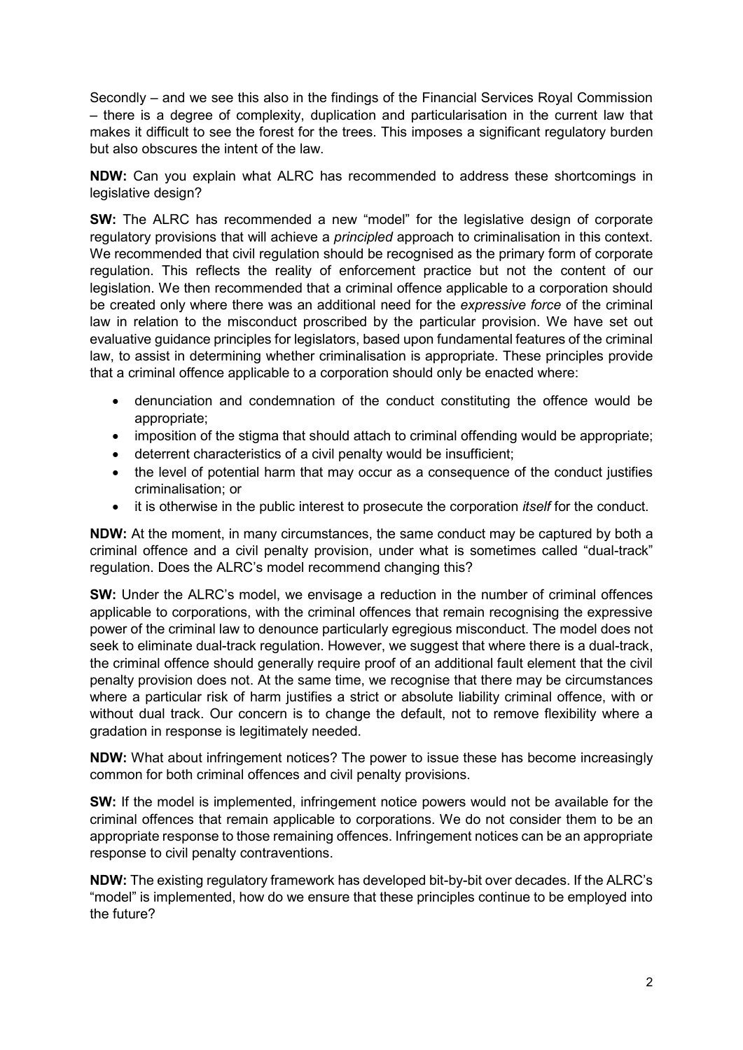Secondly – and we see this also in the findings of the Financial Services Royal Commission – there is a degree of complexity, duplication and particularisation in the current law that makes it difficult to see the forest for the trees. This imposes a significant regulatory burden but also obscures the intent of the law.

**NDW:** Can you explain what ALRC has recommended to address these shortcomings in legislative design?

**SW:** The ALRC has recommended a new "model" for the legislative design of corporate regulatory provisions that will achieve a *principled* approach to criminalisation in this context. We recommended that civil regulation should be recognised as the primary form of corporate regulation. This reflects the reality of enforcement practice but not the content of our legislation. We then recommended that a criminal offence applicable to a corporation should be created only where there was an additional need for the *expressive force* of the criminal law in relation to the misconduct proscribed by the particular provision. We have set out evaluative guidance principles for legislators, based upon fundamental features of the criminal law, to assist in determining whether criminalisation is appropriate. These principles provide that a criminal offence applicable to a corporation should only be enacted where:

- denunciation and condemnation of the conduct constituting the offence would be appropriate;
- imposition of the stigma that should attach to criminal offending would be appropriate;
- deterrent characteristics of a civil penalty would be insufficient;
- the level of potential harm that may occur as a consequence of the conduct justifies criminalisation; or
- it is otherwise in the public interest to prosecute the corporation *itself* for the conduct.

**NDW:** At the moment, in many circumstances, the same conduct may be captured by both a criminal offence and a civil penalty provision, under what is sometimes called "dual-track" regulation. Does the ALRC's model recommend changing this?

**SW:** Under the ALRC's model, we envisage a reduction in the number of criminal offences applicable to corporations, with the criminal offences that remain recognising the expressive power of the criminal law to denounce particularly egregious misconduct. The model does not seek to eliminate dual-track regulation. However, we suggest that where there is a dual-track, the criminal offence should generally require proof of an additional fault element that the civil penalty provision does not. At the same time, we recognise that there may be circumstances where a particular risk of harm justifies a strict or absolute liability criminal offence, with or without dual track. Our concern is to change the default, not to remove flexibility where a gradation in response is legitimately needed.

**NDW:** What about infringement notices? The power to issue these has become increasingly common for both criminal offences and civil penalty provisions.

**SW:** If the model is implemented, infringement notice powers would not be available for the criminal offences that remain applicable to corporations. We do not consider them to be an appropriate response to those remaining offences. Infringement notices can be an appropriate response to civil penalty contraventions.

**NDW:** The existing regulatory framework has developed bit-by-bit over decades. If the ALRC's "model" is implemented, how do we ensure that these principles continue to be employed into the future?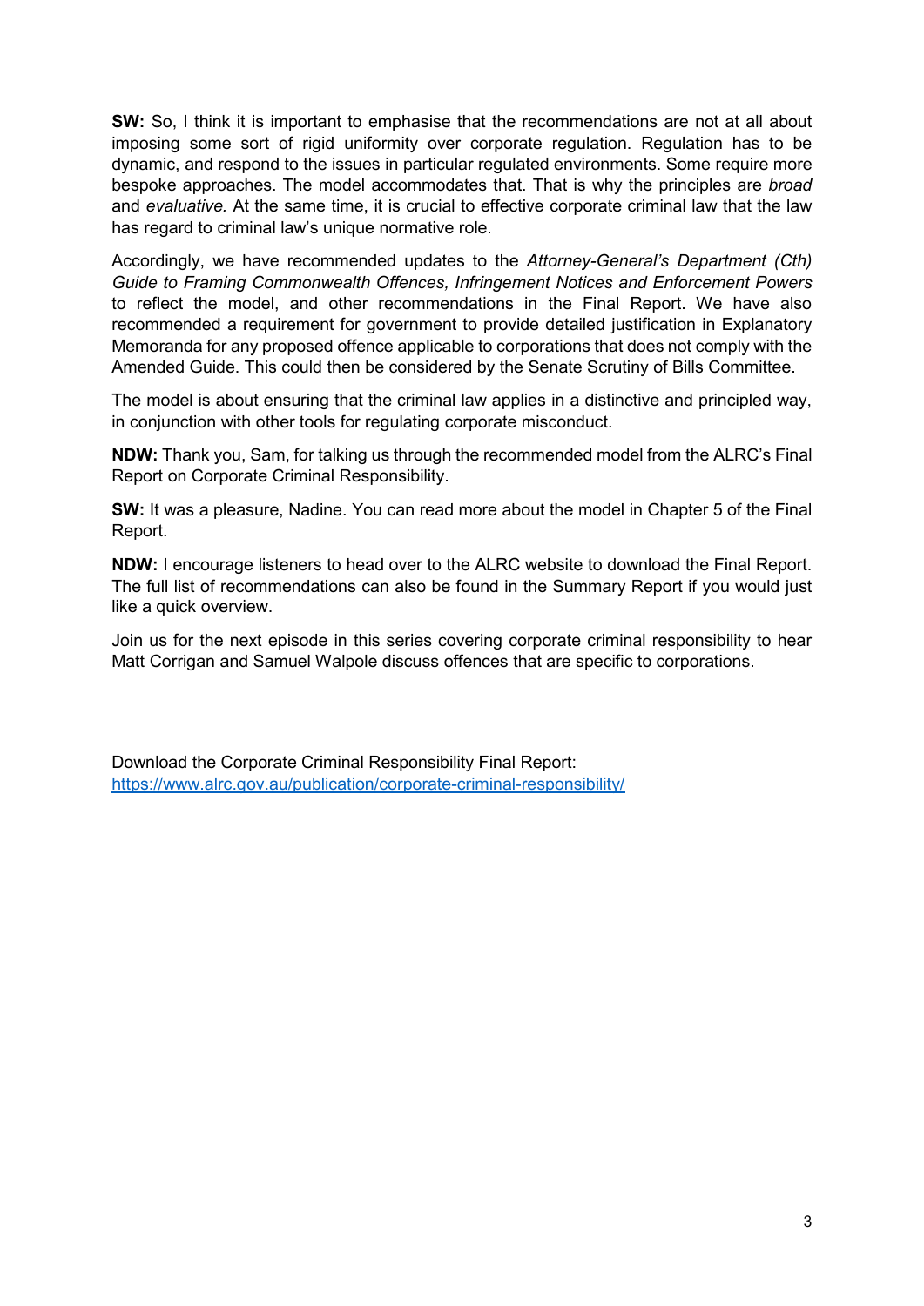**SW:** So, I think it is important to emphasise that the recommendations are not at all about imposing some sort of rigid uniformity over corporate regulation. Regulation has to be dynamic, and respond to the issues in particular regulated environments. Some require more bespoke approaches. The model accommodates that. That is why the principles are *broad* and *evaluative*. At the same time, it is crucial to effective corporate criminal law that the law has regard to criminal law's unique normative role.

Accordingly, we have recommended updates to the *Attorney-General's Department (Cth) Guide to Framing Commonwealth Offences, Infringement Notices and Enforcement Powers* to reflect the model, and other recommendations in the Final Report. We have also recommended a requirement for government to provide detailed justification in Explanatory Memoranda for any proposed offence applicable to corporations that does not comply with the Amended Guide. This could then be considered by the Senate Scrutiny of Bills Committee.

The model is about ensuring that the criminal law applies in a distinctive and principled way, in conjunction with other tools for regulating corporate misconduct.

**NDW:** Thank you, Sam, for talking us through the recommended model from the ALRC's Final Report on Corporate Criminal Responsibility.

**SW:** It was a pleasure, Nadine. You can read more about the model in Chapter 5 of the Final Report.

**NDW:** I encourage listeners to head over to the ALRC website to download the Final Report. The full list of recommendations can also be found in the Summary Report if you would just like a quick overview.

Join us for the next episode in this series covering corporate criminal responsibility to hear Matt Corrigan and Samuel Walpole discuss offences that are specific to corporations.

Download the Corporate Criminal Responsibility Final Report:
[https://www.alrc.gov.au/publication/corporate-criminal-responsibility/](https://www.alrc.gov.au/publication/corporate-criminal-responsibility/)